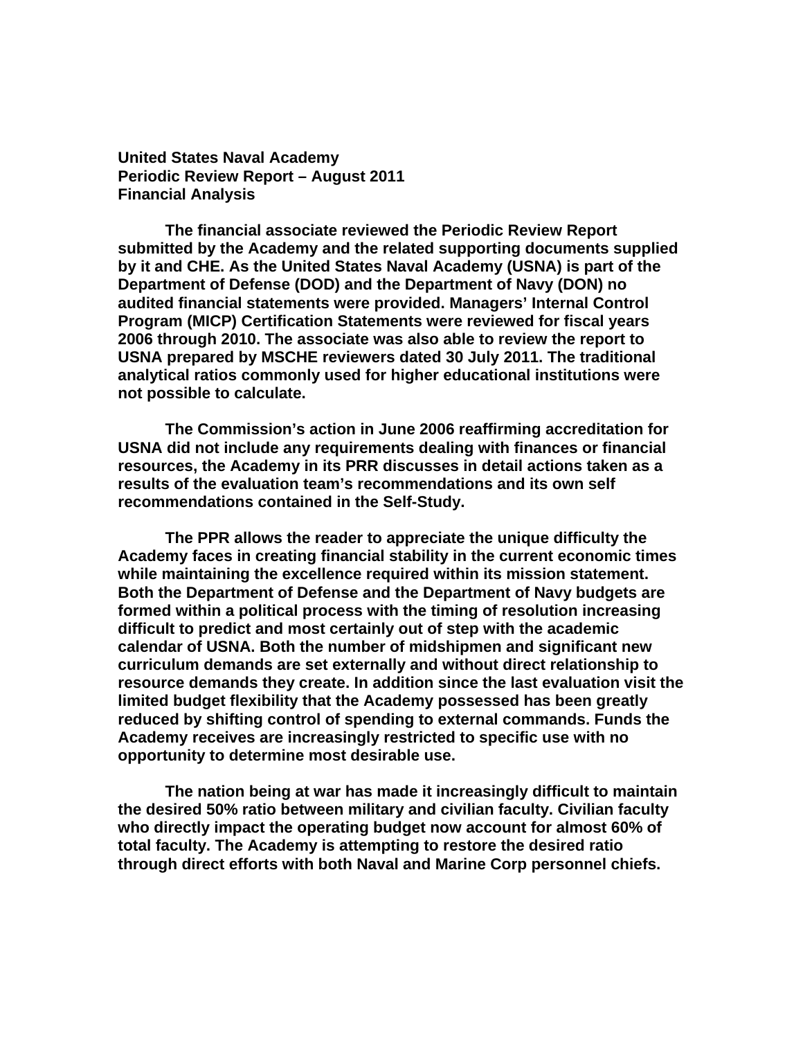**United States Naval Academy**
**Periodic Review Report – August 2011**
**Financial Analysis**

**The financial associate reviewed the Periodic Review Report submitted by the Academy and the related supporting documents supplied by it and CHE. As the United States Naval Academy (USNA) is part of the Department of Defense (DOD) and the Department of Navy (DON) no audited financial statements were provided. Managers' Internal Control Program (MICP) Certification Statements were reviewed for fiscal years 2006 through 2010. The associate was also able to review the report to USNA prepared by MSCHE reviewers dated 30 July 2011. The traditional analytical ratios commonly used for higher educational institutions were not possible to calculate.**

**The Commission's action in June 2006 reaffirming accreditation for USNA did not include any requirements dealing with finances or financial resources, the Academy in its PRR discusses in detail actions taken as a results of the evaluation team's recommendations and its own self recommendations contained in the Self-Study.**

**The PPR allows the reader to appreciate the unique difficulty the Academy faces in creating financial stability in the current economic times while maintaining the excellence required within its mission statement. Both the Department of Defense and the Department of Navy budgets are formed within a political process with the timing of resolution increasing difficult to predict and most certainly out of step with the academic calendar of USNA. Both the number of midshipmen and significant new curriculum demands are set externally and without direct relationship to resource demands they create. In addition since the last evaluation visit the limited budget flexibility that the Academy possessed has been greatly reduced by shifting control of spending to external commands. Funds the Academy receives are increasingly restricted to specific use with no opportunity to determine most desirable use.**

**The nation being at war has made it increasingly difficult to maintain the desired 50% ratio between military and civilian faculty. Civilian faculty who directly impact the operating budget now account for almost 60% of total faculty. The Academy is attempting to restore the desired ratio through direct efforts with both Naval and Marine Corp personnel chiefs.**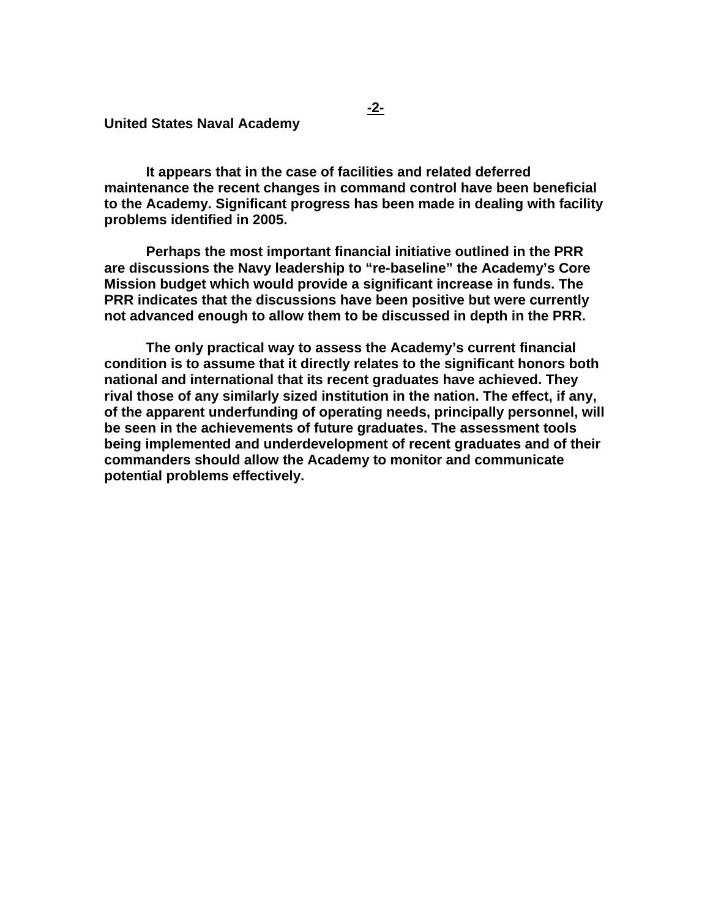**United States Naval Academy**

**It appears that in the case of facilities and related deferred maintenance the recent changes in command control have been beneficial to the Academy. Significant progress has been made in dealing with facility problems identified in 2005.**

**Perhaps the most important financial initiative outlined in the PRR are discussions the Navy leadership to "re-baseline" the Academy's Core Mission budget which would provide a significant increase in funds. The PRR indicates that the discussions have been positive but were currently not advanced enough to allow them to be discussed in depth in the PRR.**

**The only practical way to assess the Academy's current financial condition is to assume that it directly relates to the significant honors both national and international that its recent graduates have achieved. They rival those of any similarly sized institution in the nation. The effect, if any, of the apparent underfunding of operating needs, principally personnel, will be seen in the achievements of future graduates. The assessment tools being implemented and underdevelopment of recent graduates and of their commanders should allow the Academy to monitor and communicate potential problems effectively.**